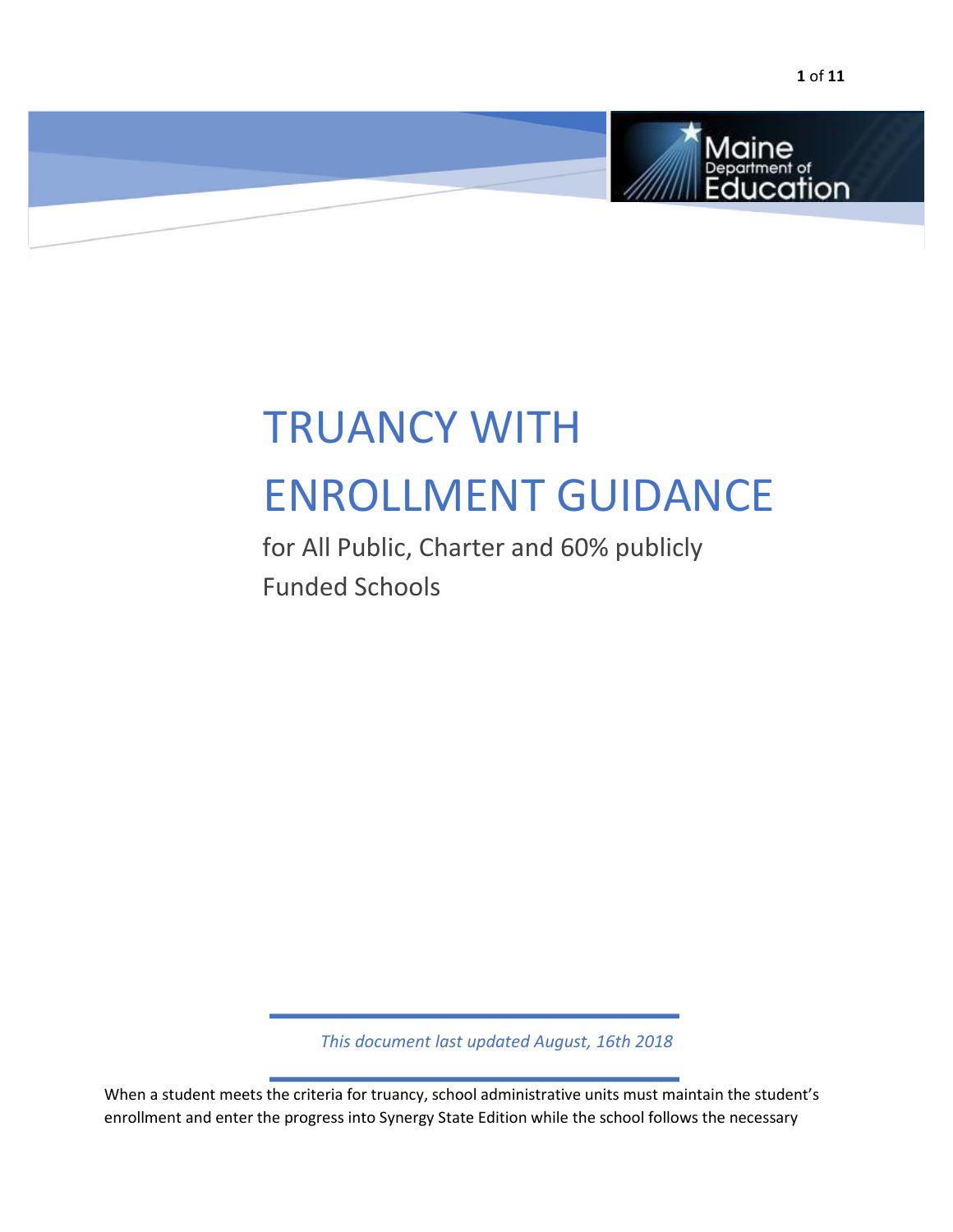# TRUANCY WITH ENROLLMENT GUIDANCE

for All Public, Charter and 60% publicly Funded Schools

*This document last updated August, 16th 2018*

When a student meets the criteria for truancy, school administrative units must maintain the student's enrollment and enter the progress into Synergy State Edition while the school follows the necessary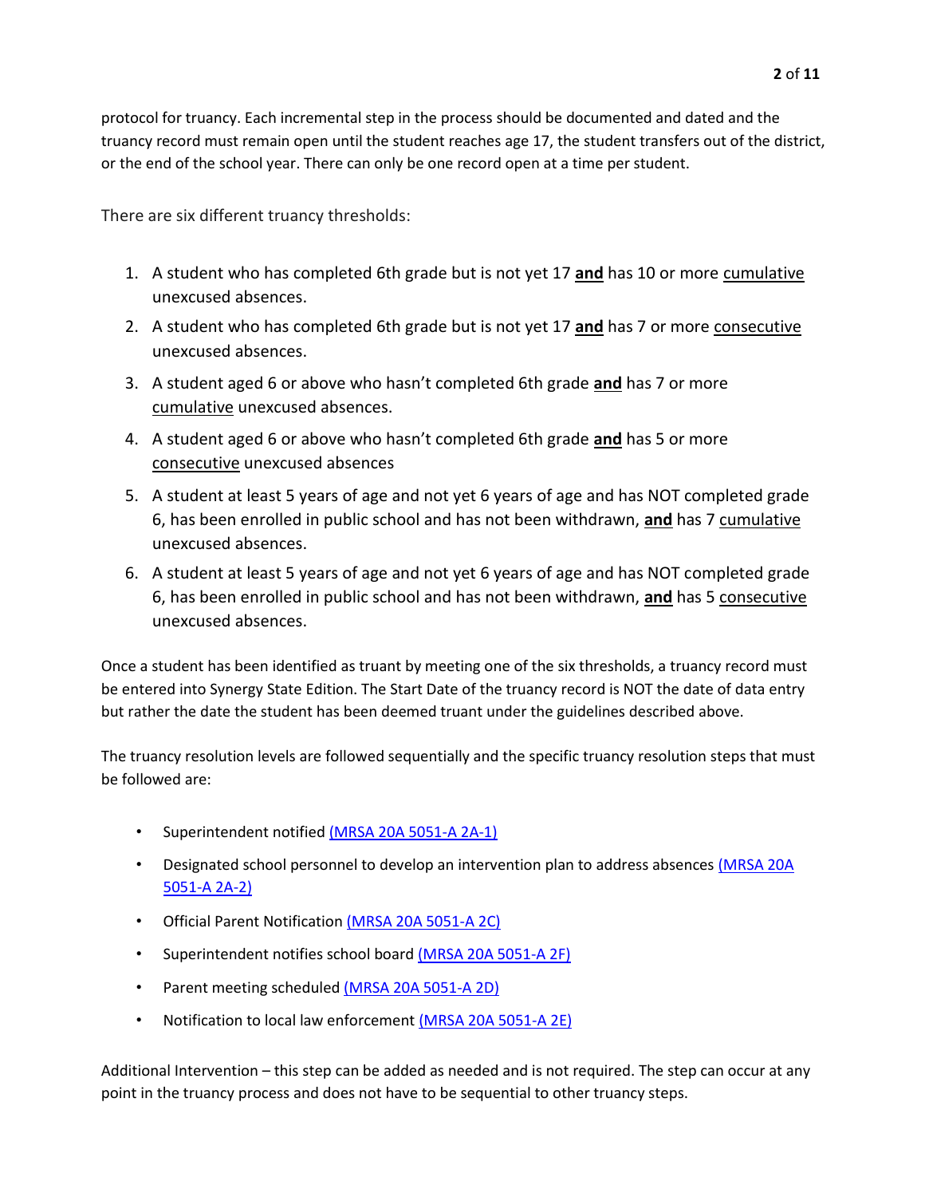protocol for truancy. Each incremental step in the process should be documented and dated and the truancy record must remain open until the student reaches age 17, the student transfers out of the district, or the end of the school year. There can only be one record open at a time per student.

There are six different truancy thresholds:

1. A student who has completed 6th grade but is not yet 17 **and** has 10 or more cumulative unexcused absences.
2. A student who has completed 6th grade but is not yet 17 **and** has 7 or more consecutive unexcused absences.
3. A student aged 6 or above who hasn't completed 6th grade **and** has 7 or more cumulative unexcused absences.
4. A student aged 6 or above who hasn't completed 6th grade **and** has 5 or more consecutive unexcused absences
5. A student at least 5 years of age and not yet 6 years of age and has NOT completed grade 6, has been enrolled in public school and has not been withdrawn, **and** has 7 cumulative unexcused absences.
6. A student at least 5 years of age and not yet 6 years of age and has NOT completed grade 6, has been enrolled in public school and has not been withdrawn, **and** has 5 consecutive unexcused absences.

Once a student has been identified as truant by meeting one of the six thresholds, a truancy record must be entered into Synergy State Edition. The Start Date of the truancy record is NOT the date of data entry but rather the date the student has been deemed truant under the guidelines described above.

The truancy resolution levels are followed sequentially and the specific truancy resolution steps that must be followed are:

- Superintendent notified (MRSA 20A 5051-A 2A-1)
- Designated school personnel to develop an intervention plan to address absences (MRSA 20A 5051-A 2A-2)
- Official Parent Notification (MRSA 20A 5051-A 2C)
- Superintendent notifies school board (MRSA 20A 5051-A 2F)
- Parent meeting scheduled (MRSA 20A 5051-A 2D)
- Notification to local law enforcement (MRSA 20A 5051-A 2E)

Additional Intervention – this step can be added as needed and is not required. The step can occur at any point in the truancy process and does not have to be sequential to other truancy steps.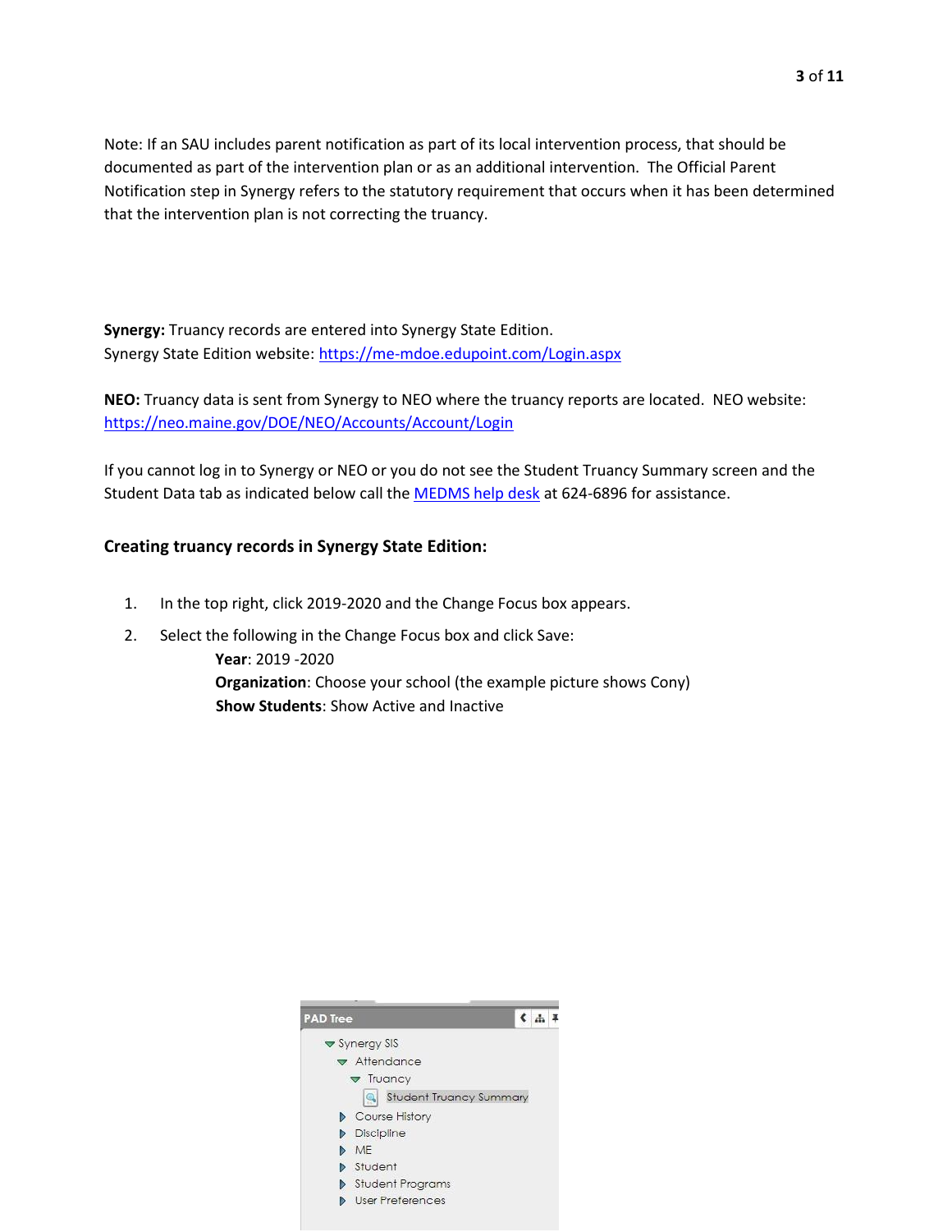Note: If an SAU includes parent notification as part of its local intervention process, that should be documented as part of the intervention plan or as an additional intervention. The Official Parent Notification step in Synergy refers to the statutory requirement that occurs when it has been determined that the intervention plan is not correcting the truancy.

**Synergy:** Truancy records are entered into Synergy State Edition.
Synergy State Edition website: [https://me-mdoe.edupoint.com/Login.aspx](https://me-mdoe.edupoint.com/Login.aspx)

**NEO:** Truancy data is sent from Synergy to NEO where the truancy reports are located. NEO website: [https://neo.maine.gov/DOE/NEO/Accounts/Account/Login](https://neo.maine.gov/DOE/NEO/Accounts/Account/Login)

If you cannot log in to Synergy or NEO or you do not see the Student Truancy Summary screen and the Student Data tab as indicated below call the MEDMS help desk at 624-6896 for assistance.

### Creating truancy records in Synergy State Edition:

1. In the top right, click 2019-2020 and the Change Focus box appears.
2. Select the following in the Change Focus box and click Save:
   **Year**: 2019 -2020
   **Organization**: Choose your school (the example picture shows Cony)
   **Show Students**: Show Active and Inactive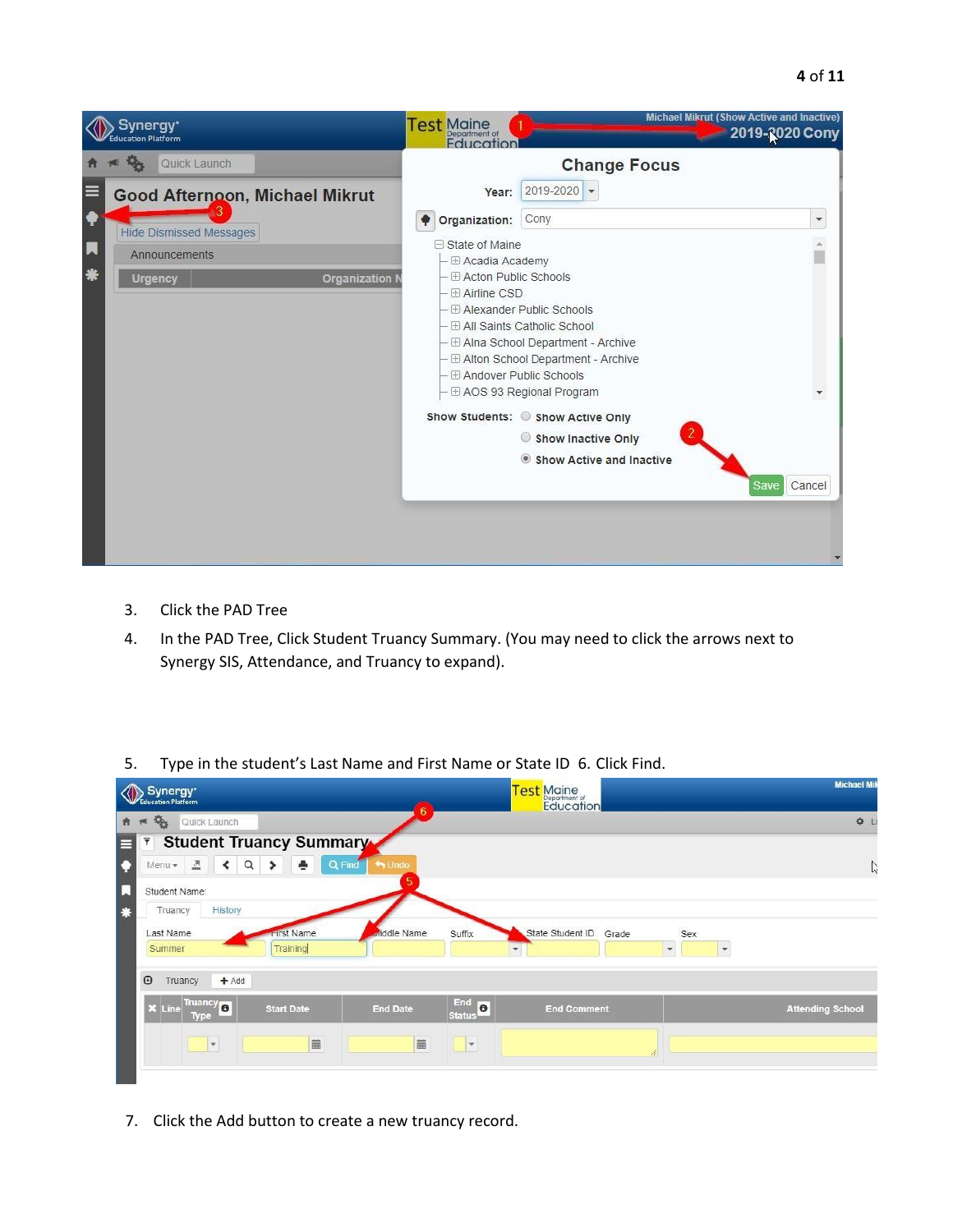3. Click the PAD Tree
4. In the PAD Tree, Click Student Truancy Summary. (You may need to click the arrows next to Synergy SIS, Attendance, and Truancy to expand).

5. Type in the student's Last Name and First Name or State ID 6. Click Find.

7. Click the Add button to create a new truancy record.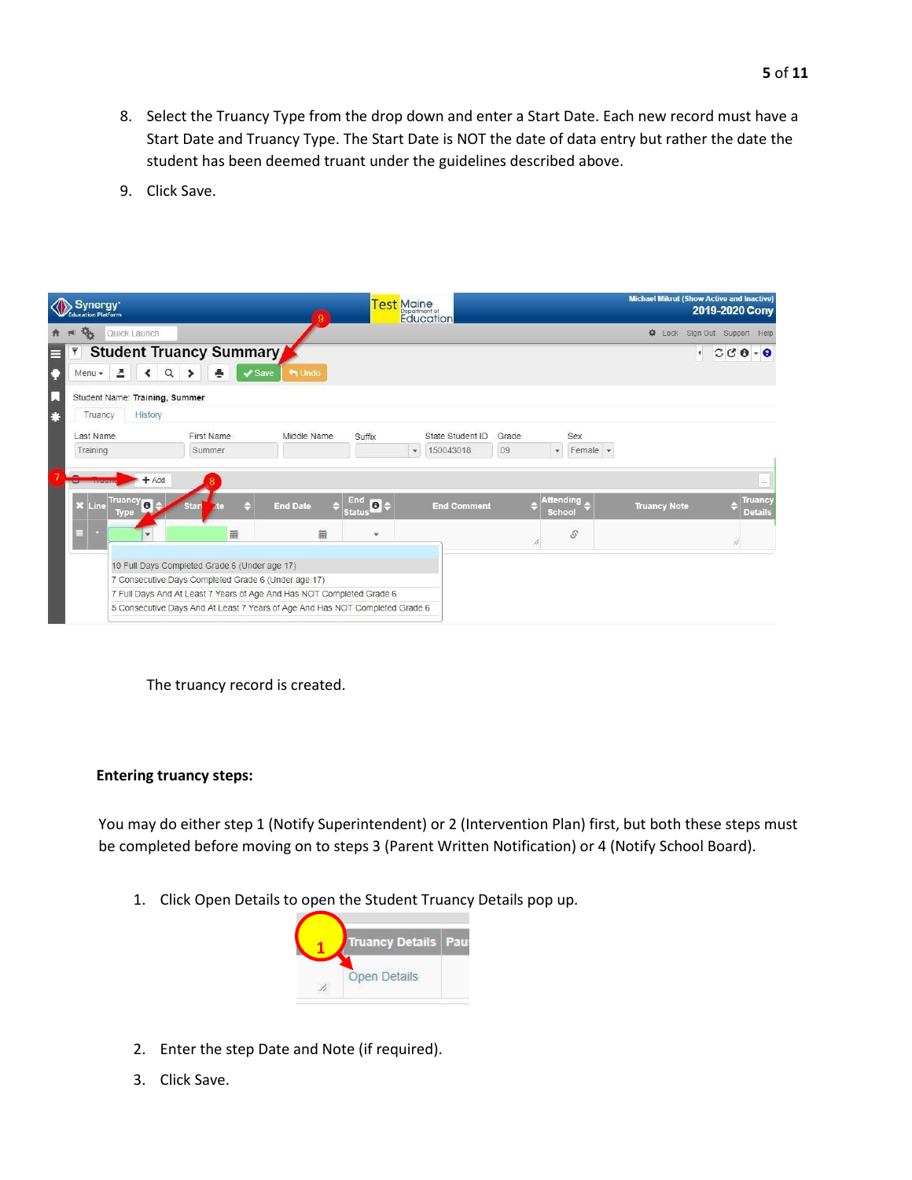8. Select the Truancy Type from the drop down and enter a Start Date. Each new record must have a Start Date and Truancy Type. The Start Date is NOT the date of data entry but rather the date the student has been deemed truant under the guidelines described above.

9. Click Save.

The truancy record is created.

**Entering truancy steps:**

You may do either step 1 (Notify Superintendent) or 2 (Intervention Plan) first, but both these steps must be completed before moving on to steps 3 (Parent Written Notification) or 4 (Notify School Board).

1. Click Open Details to open the Student Truancy Details pop up.

2. Enter the step Date and Note (if required).

3. Click Save.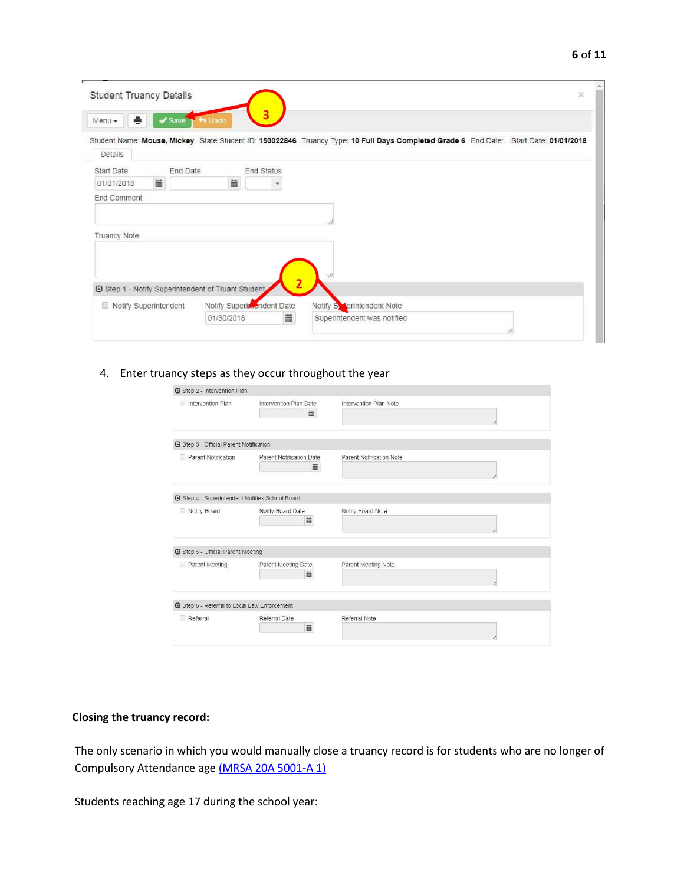4. Enter truancy steps as they occur throughout the year

**Closing the truancy record:**

The only scenario in which you would manually close a truancy record is for students who are no longer of Compulsory Attendance age [(MRSA 20A 5001-A 1)](#)

Students reaching age 17 during the school year: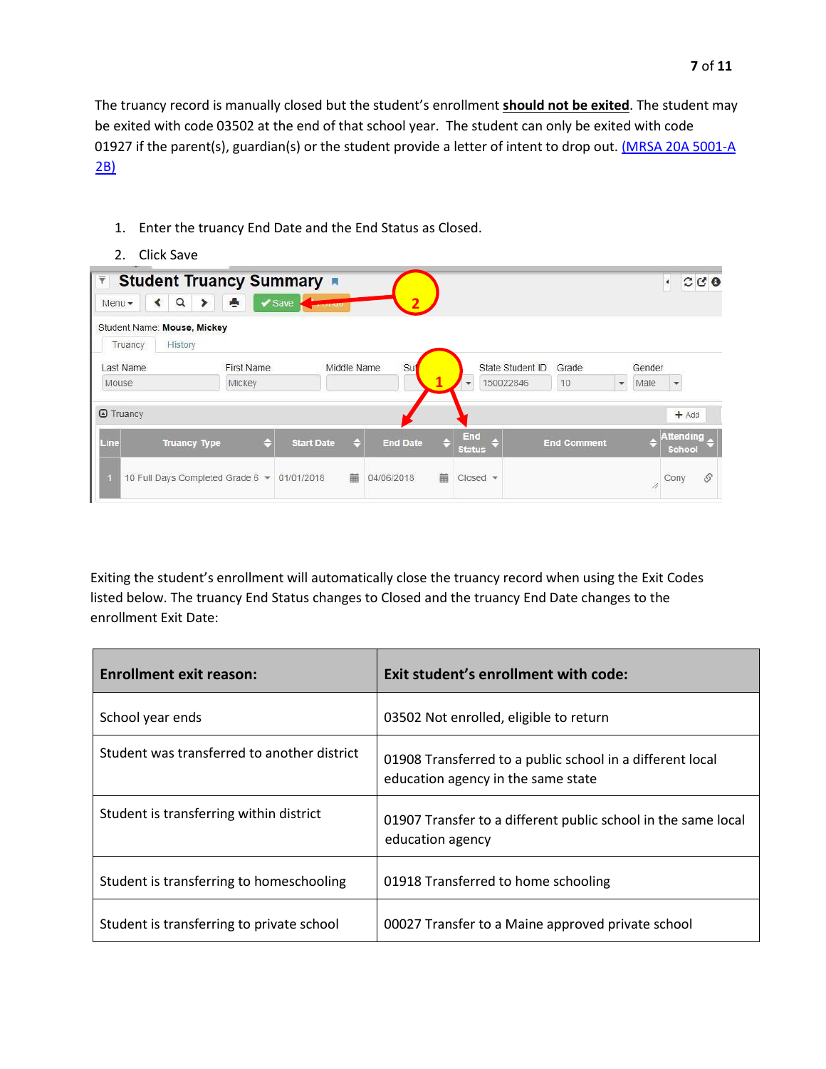The truancy record is manually closed but the student's enrollment **should not be exited**. The student may be exited with code 03502 at the end of that school year. The student can only be exited with code 01927 if the parent(s), guardian(s) or the student provide a letter of intent to drop out. [(MRSA 20A 5001-A 2B)]()

1. Enter the truancy End Date and the End Status as Closed.
2. Click Save

Exiting the student's enrollment will automatically close the truancy record when using the Exit Codes listed below. The truancy End Status changes to Closed and the truancy End Date changes to the enrollment Exit Date:

| **Enrollment exit reason:** | **Exit student's enrollment with code:** |
|---|---|
| School year ends | 03502 Not enrolled, eligible to return |
| Student was transferred to another district | 01908 Transferred to a public school in a different local education agency in the same state |
| Student is transferring within district | 01907 Transfer to a different public school in the same local education agency |
| Student is transferring to homeschooling | 01918 Transferred to home schooling |
| Student is transferring to private school | 00027 Transfer to a Maine approved private school |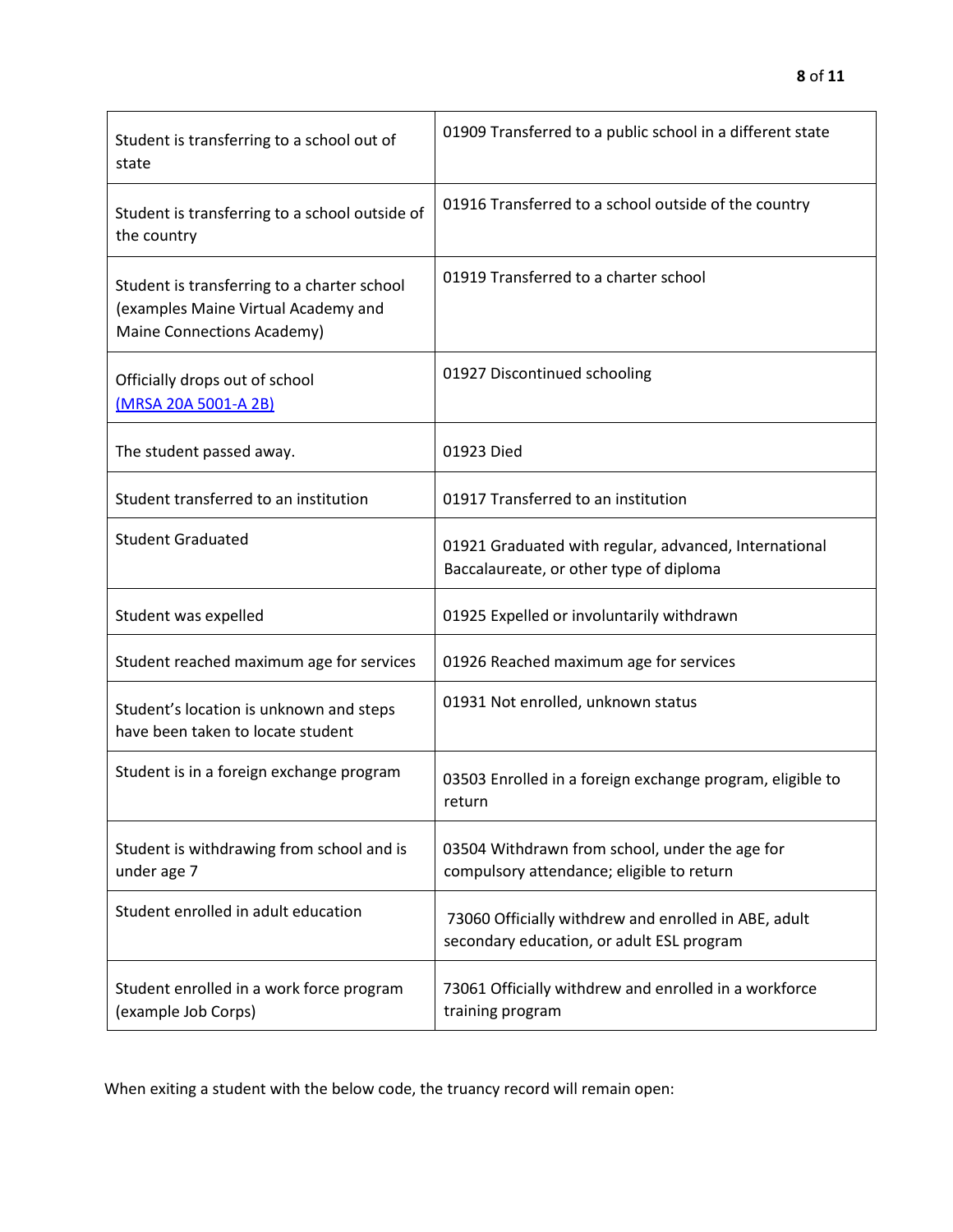| | |
|---|---|
| Student is transferring to a school out of state | 01909 Transferred to a public school in a different state |
| Student is transferring to a school outside of the country | 01916 Transferred to a school outside of the country |
| Student is transferring to a charter school (examples Maine Virtual Academy and Maine Connections Academy) | 01919 Transferred to a charter school |
| Officially drops out of school [(MRSA 20A 5001-A 2B)]() | 01927 Discontinued schooling |
| The student passed away. | 01923 Died |
| Student transferred to an institution | 01917 Transferred to an institution |
| Student Graduated | 01921 Graduated with regular, advanced, International Baccalaureate, or other type of diploma |
| Student was expelled | 01925 Expelled or involuntarily withdrawn |
| Student reached maximum age for services | 01926 Reached maximum age for services |
| Student's location is unknown and steps have been taken to locate student | 01931 Not enrolled, unknown status |
| Student is in a foreign exchange program | 03503 Enrolled in a foreign exchange program, eligible to return |
| Student is withdrawing from school and is under age 7 | 03504 Withdrawn from school, under the age for compulsory attendance; eligible to return |
| Student enrolled in adult education | 73060 Officially withdrew and enrolled in ABE, adult secondary education, or adult ESL program |
| Student enrolled in a work force program (example Job Corps) | 73061 Officially withdrew and enrolled in a workforce training program |

When exiting a student with the below code, the truancy record will remain open: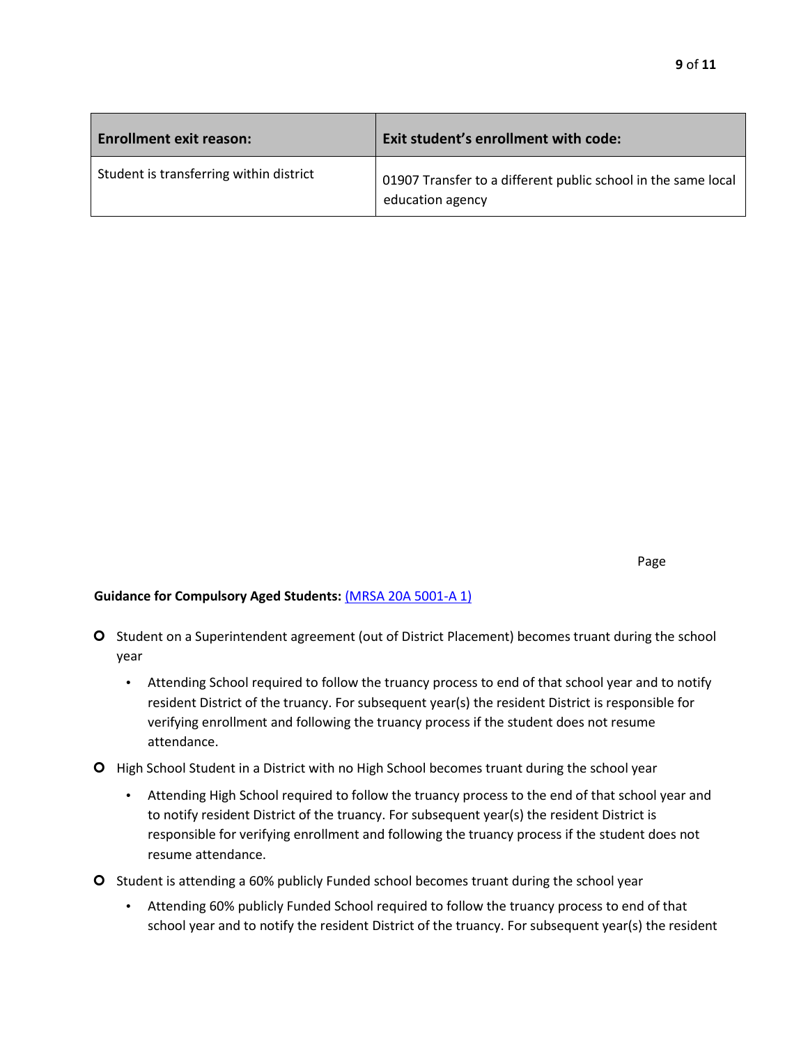| Enrollment exit reason: | Exit student's enrollment with code: |
|---|---|
| Student is transferring within district | 01907 Transfer to a different public school in the same local education agency |

**Guidance for Compulsory Aged Students:** [(MRSA 20A 5001-A 1)]()

- Student on a Superintendent agreement (out of District Placement) becomes truant during the school year
  - Attending School required to follow the truancy process to end of that school year and to notify resident District of the truancy. For subsequent year(s) the resident District is responsible for verifying enrollment and following the truancy process if the student does not resume attendance.
- High School Student in a District with no High School becomes truant during the school year
  - Attending High School required to follow the truancy process to the end of that school year and to notify resident District of the truancy. For subsequent year(s) the resident District is responsible for verifying enrollment and following the truancy process if the student does not resume attendance.
- Student is attending a 60% publicly Funded school becomes truant during the school year
  - Attending 60% publicly Funded School required to follow the truancy process to end of that school year and to notify the resident District of the truancy. For subsequent year(s) the resident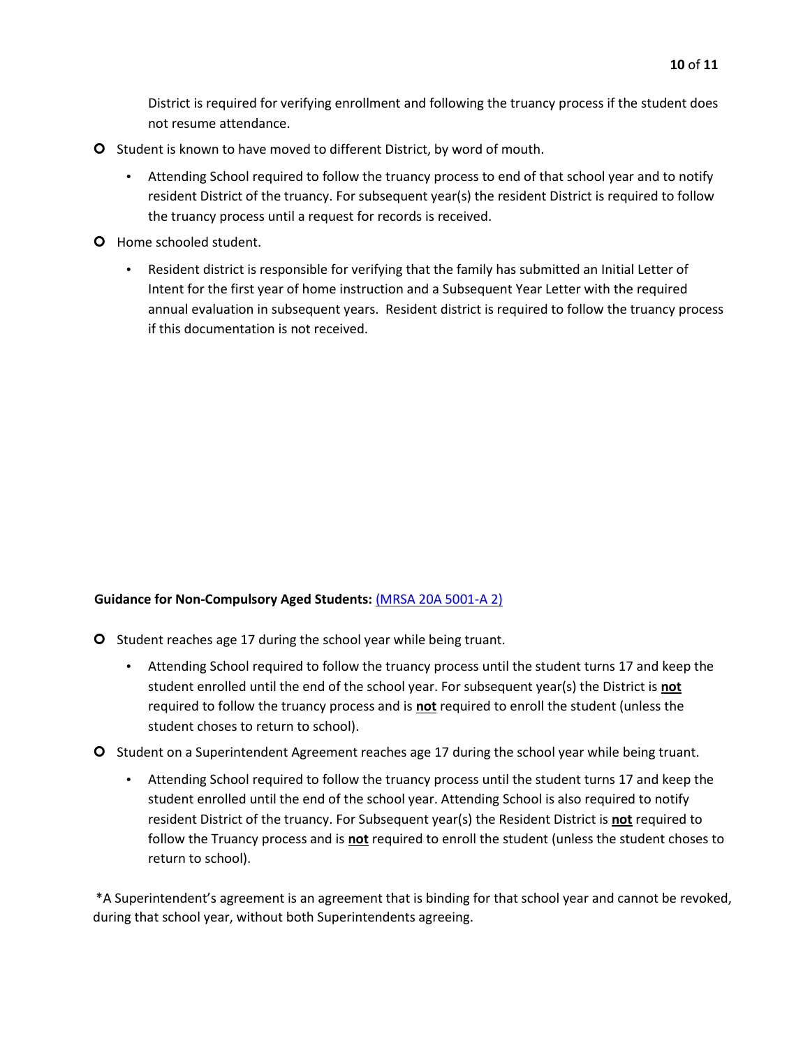District is required for verifying enrollment and following the truancy process if the student does not resume attendance.

- Student is known to have moved to different District, by word of mouth.
  - Attending School required to follow the truancy process to end of that school year and to notify resident District of the truancy. For subsequent year(s) the resident District is required to follow the truancy process until a request for records is received.
- Home schooled student.
  - Resident district is responsible for verifying that the family has submitted an Initial Letter of Intent for the first year of home instruction and a Subsequent Year Letter with the required annual evaluation in subsequent years. Resident district is required to follow the truancy process if this documentation is not received.

**Guidance for Non-Compulsory Aged Students:** [(MRSA 20A 5001-A 2)]

- Student reaches age 17 during the school year while being truant.
  - Attending School required to follow the truancy process until the student turns 17 and keep the student enrolled until the end of the school year. For subsequent year(s) the District is **not** required to follow the truancy process and is **not** required to enroll the student (unless the student choses to return to school).
- Student on a Superintendent Agreement reaches age 17 during the school year while being truant.
  - Attending School required to follow the truancy process until the student turns 17 and keep the student enrolled until the end of the school year. Attending School is also required to notify resident District of the truancy. For Subsequent year(s) the Resident District is **not** required to follow the Truancy process and is **not** required to enroll the student (unless the student choses to return to school).

*A Superintendent's agreement is an agreement that is binding for that school year and cannot be revoked, during that school year, without both Superintendents agreeing.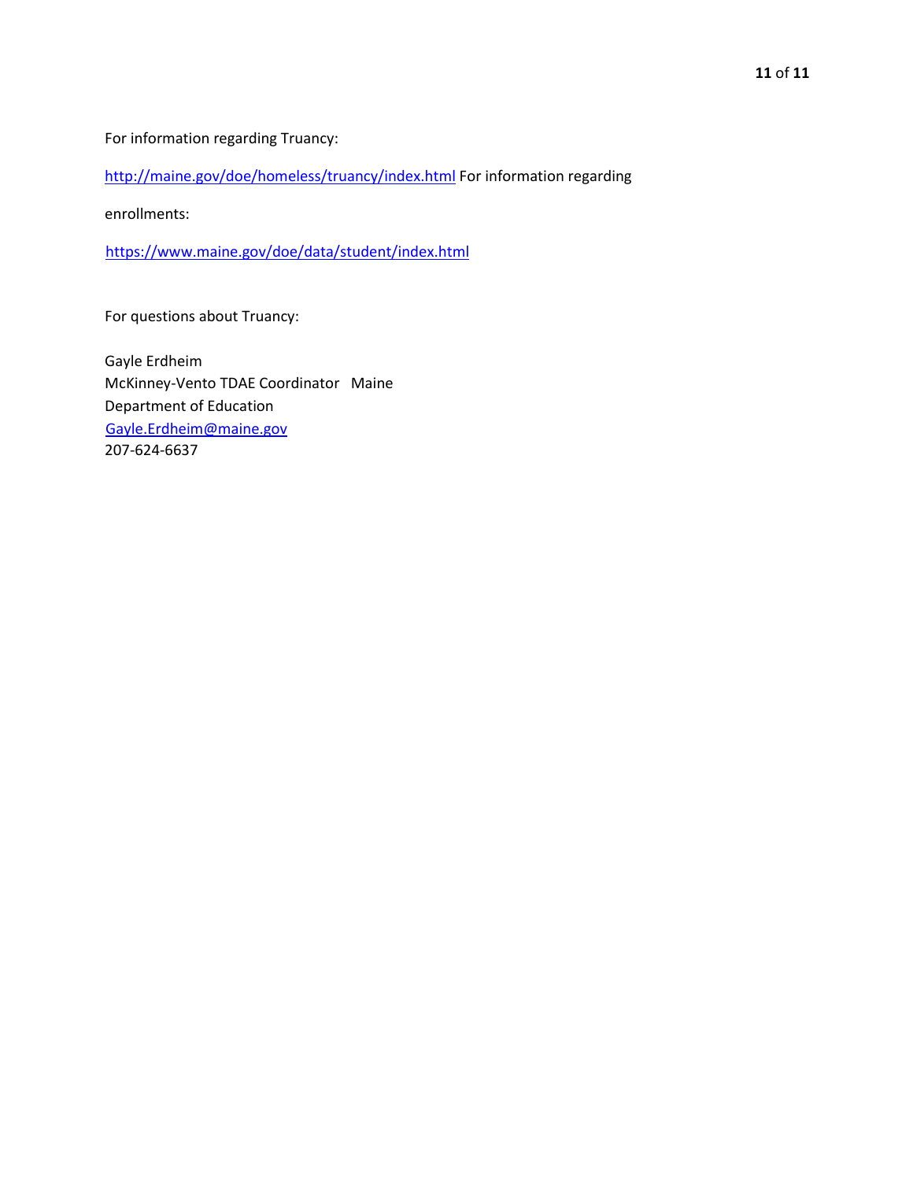For information regarding Truancy:

http://maine.gov/doe/homeless/truancy/index.html For information regarding

enrollments:

https://www.maine.gov/doe/data/student/index.html

For questions about Truancy:

Gayle Erdheim
McKinney-Vento TDAE Coordinator Maine
Department of Education
Gayle.Erdheim@maine.gov
207-624-6637